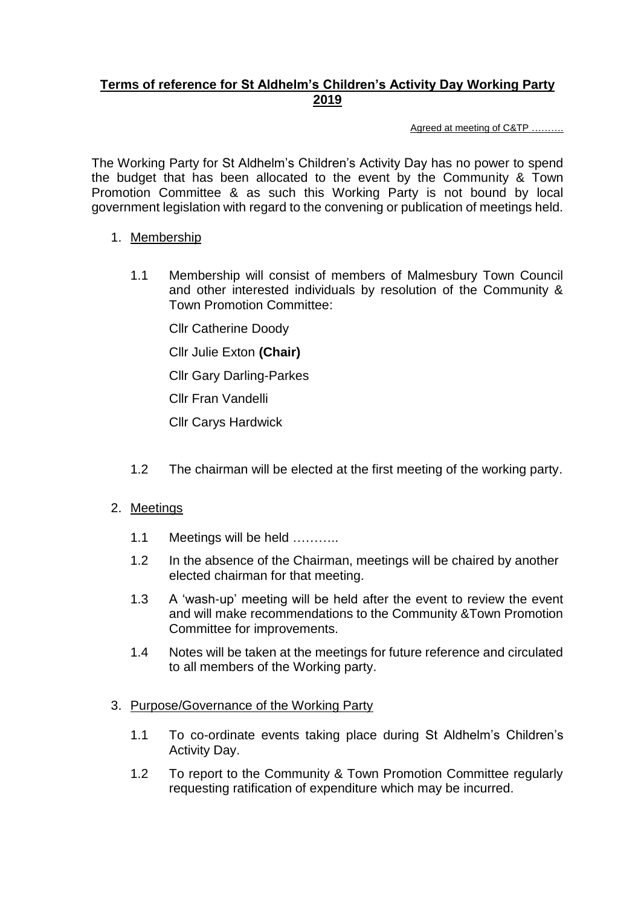# Terms of reference for St Aldhelm's Children's Activity Day Working Party 2019

Agreed at meeting of C&TP ……….

The Working Party for St Aldhelm's Children's Activity Day has no power to spend the budget that has been allocated to the event by the Community & Town Promotion Committee & as such this Working Party is not bound by local government legislation with regard to the convening or publication of meetings held.

1. Membership

   1.1 Membership will consist of members of Malmesbury Town Council and other interested individuals by resolution of the Community & Town Promotion Committee:

   Cllr Catherine Doody

   Cllr Julie Exton **(Chair)**

   Cllr Gary Darling-Parkes

   Cllr Fran Vandelli

   Cllr Carys Hardwick

   1.2 The chairman will be elected at the first meeting of the working party.

2. Meetings

   1.1 Meetings will be held ………..

   1.2 In the absence of the Chairman, meetings will be chaired by another elected chairman for that meeting.

   1.3 A 'wash-up' meeting will be held after the event to review the event and will make recommendations to the Community &Town Promotion Committee for improvements.

   1.4 Notes will be taken at the meetings for future reference and circulated to all members of the Working party.

3. Purpose/Governance of the Working Party

   1.1 To co-ordinate events taking place during St Aldhelm's Children's Activity Day.

   1.2 To report to the Community & Town Promotion Committee regularly requesting ratification of expenditure which may be incurred.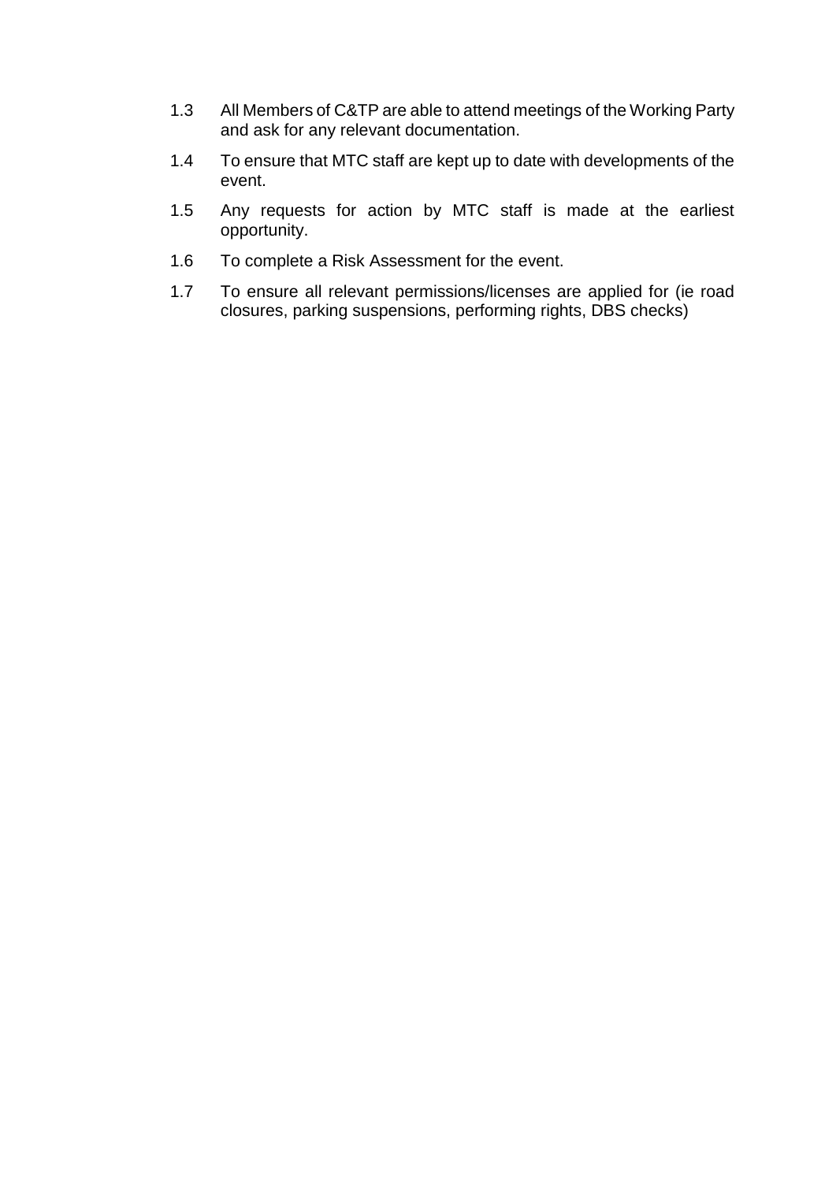1.3 All Members of C&TP are able to attend meetings of the Working Party and ask for any relevant documentation.

1.4 To ensure that MTC staff are kept up to date with developments of the event.

1.5 Any requests for action by MTC staff is made at the earliest opportunity.

1.6 To complete a Risk Assessment for the event.

1.7 To ensure all relevant permissions/licenses are applied for (ie road closures, parking suspensions, performing rights, DBS checks)